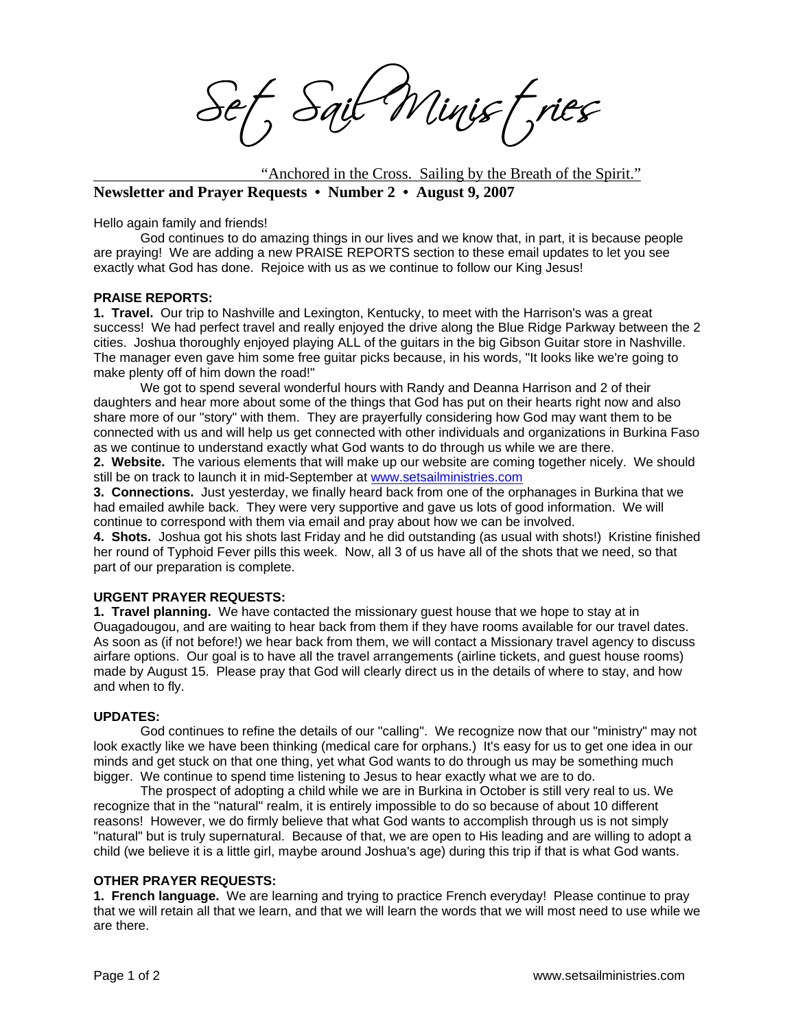# Set Sail Ministries

"Anchored in the Cross. Sailing by the Breath of the Spirit."

**Newsletter and Prayer Requests • Number 2 • August 9, 2007**

Hello again family and friends!

God continues to do amazing things in our lives and we know that, in part, it is because people are praying! We are adding a new PRAISE REPORTS section to these email updates to let you see exactly what God has done. Rejoice with us as we continue to follow our King Jesus!

**PRAISE REPORTS:**

**1. Travel.** Our trip to Nashville and Lexington, Kentucky, to meet with the Harrison's was a great success! We had perfect travel and really enjoyed the drive along the Blue Ridge Parkway between the 2 cities. Joshua thoroughly enjoyed playing ALL of the guitars in the big Gibson Guitar store in Nashville. The manager even gave him some free guitar picks because, in his words, "It looks like we're going to make plenty off of him down the road!"

We got to spend several wonderful hours with Randy and Deanna Harrison and 2 of their daughters and hear more about some of the things that God has put on their hearts right now and also share more of our "story" with them. They are prayerfully considering how God may want them to be connected with us and will help us get connected with other individuals and organizations in Burkina Faso as we continue to understand exactly what God wants to do through us while we are there.

**2. Website.** The various elements that will make up our website are coming together nicely. We should still be on track to launch it in mid-September at www.setsailministries.com

**3. Connections.** Just yesterday, we finally heard back from one of the orphanages in Burkina that we had emailed awhile back. They were very supportive and gave us lots of good information. We will continue to correspond with them via email and pray about how we can be involved.

**4. Shots.** Joshua got his shots last Friday and he did outstanding (as usual with shots!) Kristine finished her round of Typhoid Fever pills this week. Now, all 3 of us have all of the shots that we need, so that part of our preparation is complete.

**URGENT PRAYER REQUESTS:**

**1. Travel planning.** We have contacted the missionary guest house that we hope to stay at in Ouagadougou, and are waiting to hear back from them if they have rooms available for our travel dates. As soon as (if not before!) we hear back from them, we will contact a Missionary travel agency to discuss airfare options. Our goal is to have all the travel arrangements (airline tickets, and guest house rooms) made by August 15. Please pray that God will clearly direct us in the details of where to stay, and how and when to fly.

**UPDATES:**

God continues to refine the details of our "calling". We recognize now that our "ministry" may not look exactly like we have been thinking (medical care for orphans.) It's easy for us to get one idea in our minds and get stuck on that one thing, yet what God wants to do through us may be something much bigger. We continue to spend time listening to Jesus to hear exactly what we are to do.

The prospect of adopting a child while we are in Burkina in October is still very real to us. We recognize that in the "natural" realm, it is entirely impossible to do so because of about 10 different reasons! However, we do firmly believe that what God wants to accomplish through us is not simply "natural" but is truly supernatural. Because of that, we are open to His leading and are willing to adopt a child (we believe it is a little girl, maybe around Joshua's age) during this trip if that is what God wants.

**OTHER PRAYER REQUESTS:**

**1. French language.** We are learning and trying to practice French everyday! Please continue to pray that we will retain all that we learn, and that we will learn the words that we will most need to use while we are there.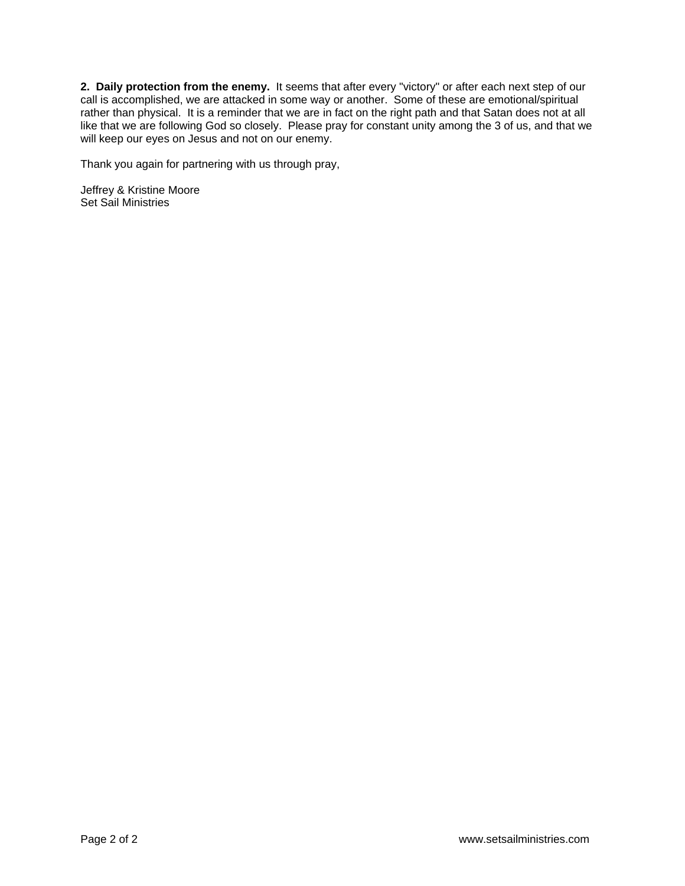**2. Daily protection from the enemy.** It seems that after every "victory" or after each next step of our call is accomplished, we are attacked in some way or another. Some of these are emotional/spiritual rather than physical. It is a reminder that we are in fact on the right path and that Satan does not at all like that we are following God so closely. Please pray for constant unity among the 3 of us, and that we will keep our eyes on Jesus and not on our enemy.

Thank you again for partnering with us through pray,

Jeffrey & Kristine Moore
Set Sail Ministries